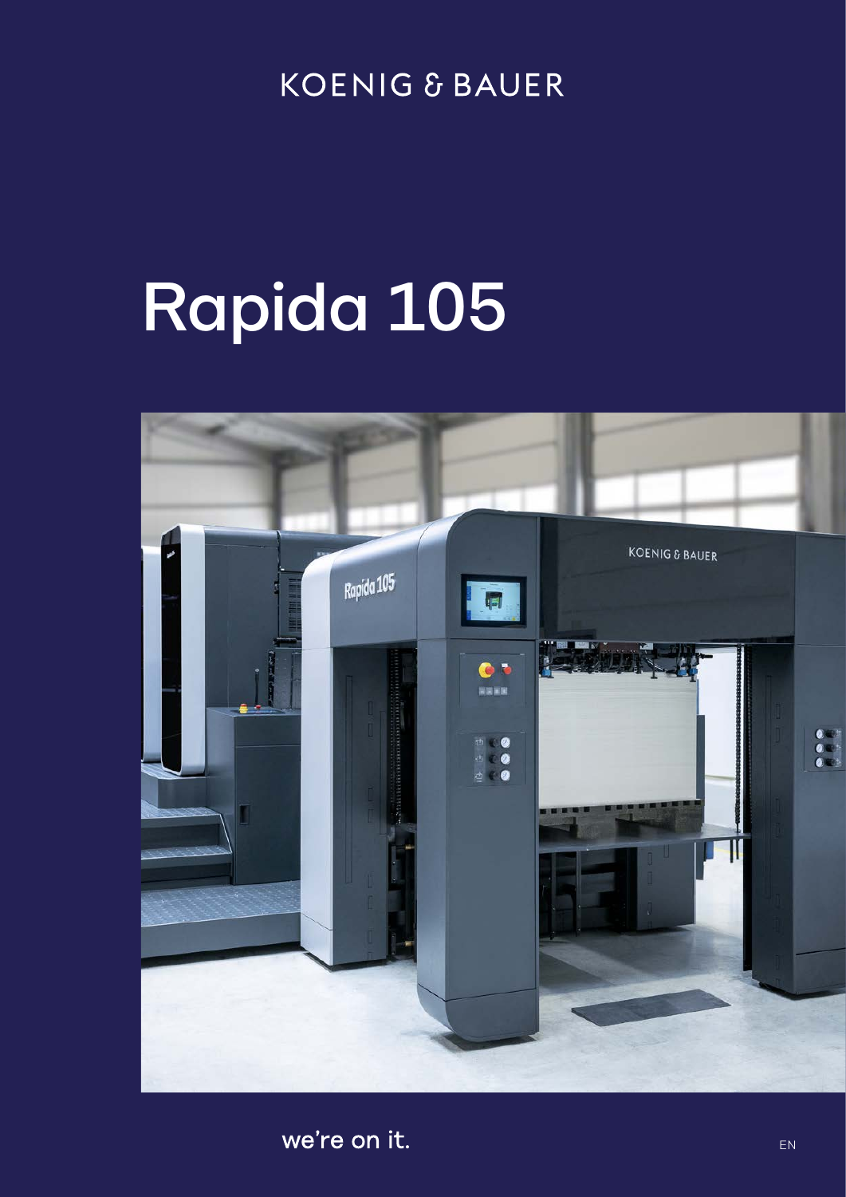KOENIG & BAUER

# Rapida 105

we're on it.

EN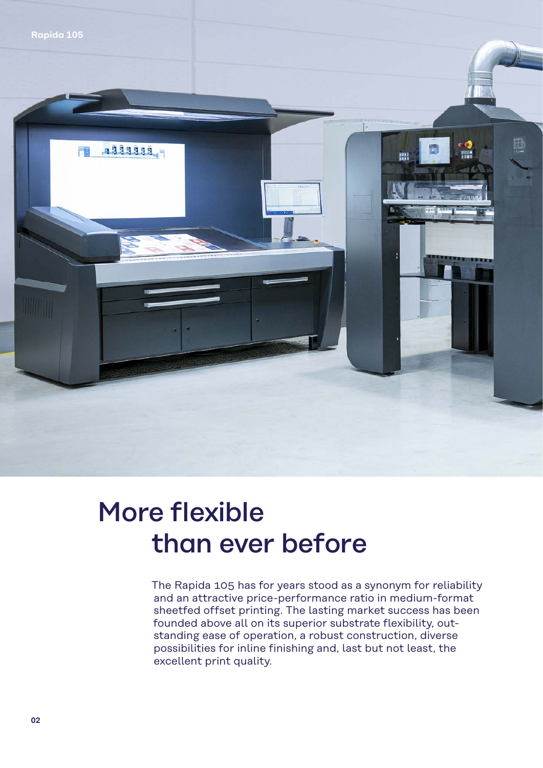# More flexible than ever before

The Rapida 105 has for years stood as a synonym for reliability and an attractive price-performance ratio in medium-format sheetfed offset printing. The lasting market success has been founded above all on its superior substrate flexibility, outstanding ease of operation, a robust construction, diverse possibilities for inline finishing and, last but not least, the excellent print quality.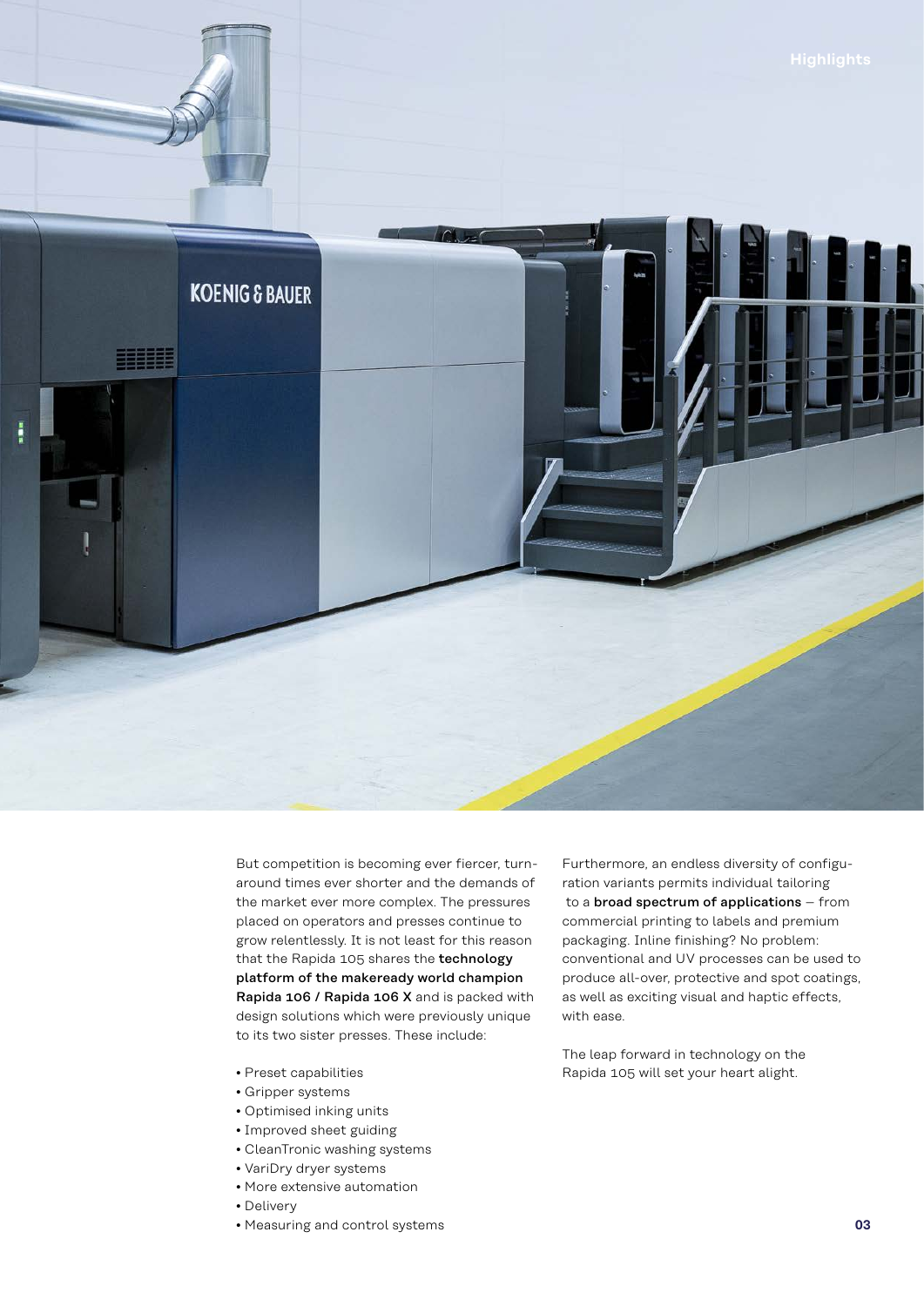But competition is becoming ever fiercer, turnaround times ever shorter and the demands of the market ever more complex. The pressures placed on operators and presses continue to grow relentlessly. It is not least for this reason that the Rapida 105 shares the **technology platform of the makeready world champion Rapida 106 / Rapida 106 X** and is packed with design solutions which were previously unique to its two sister presses. These include:

- Preset capabilities
- Gripper systems
- Optimised inking units
- Improved sheet guiding
- CleanTronic washing systems
- VariDry dryer systems
- More extensive automation
- Delivery
- Measuring and control systems

Furthermore, an endless diversity of configuration variants permits individual tailoring to a **broad spectrum of applications** – from commercial printing to labels and premium packaging. Inline finishing? No problem: conventional and UV processes can be used to produce all-over, protective and spot coatings, as well as exciting visual and haptic effects, with ease.

The leap forward in technology on the Rapida 105 will set your heart alight.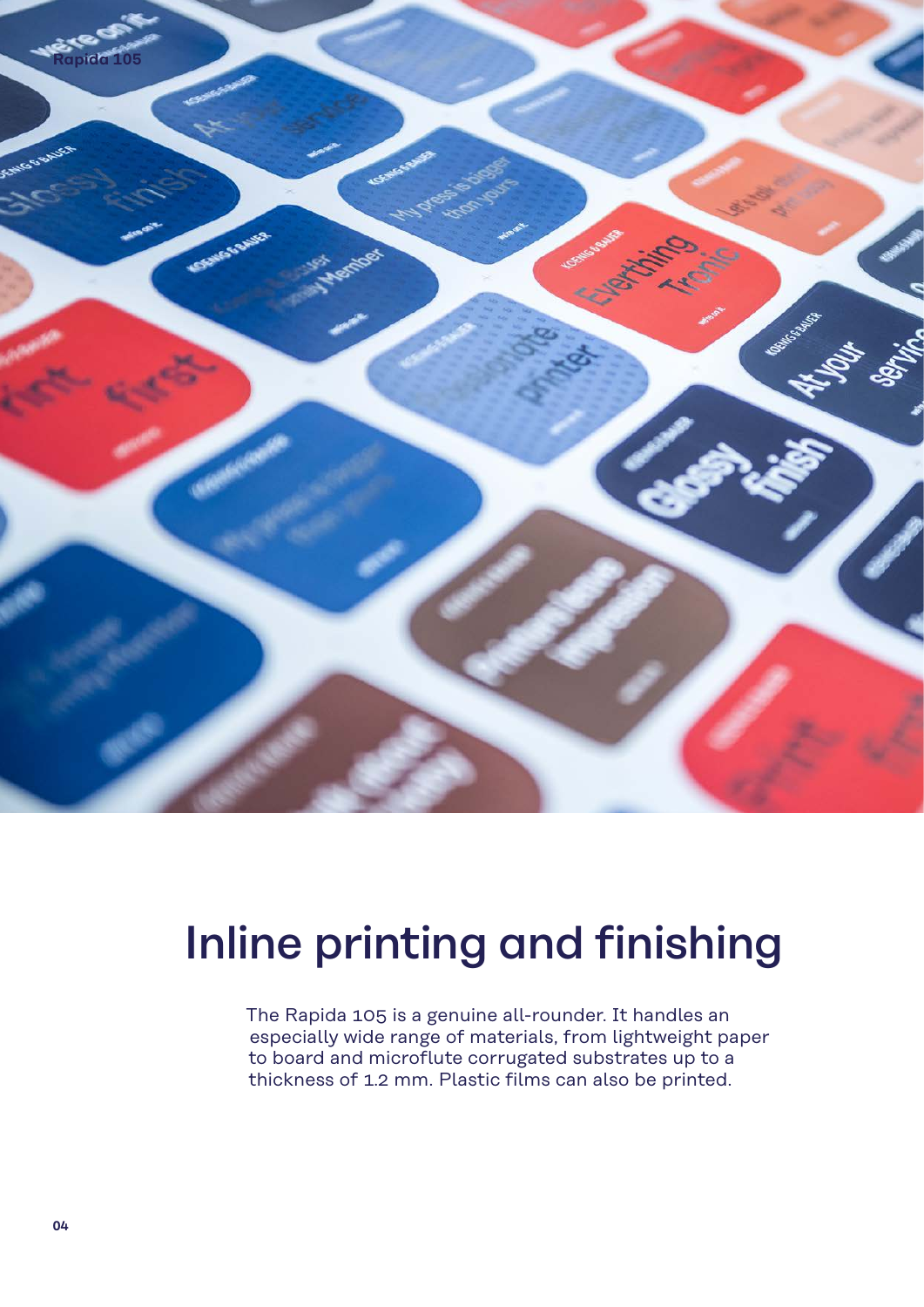# Inline printing and finishing

The Rapida 105 is a genuine all-rounder. It handles an especially wide range of materials, from lightweight paper to board and microflute corrugated substrates up to a thickness of 1.2 mm. Plastic films can also be printed.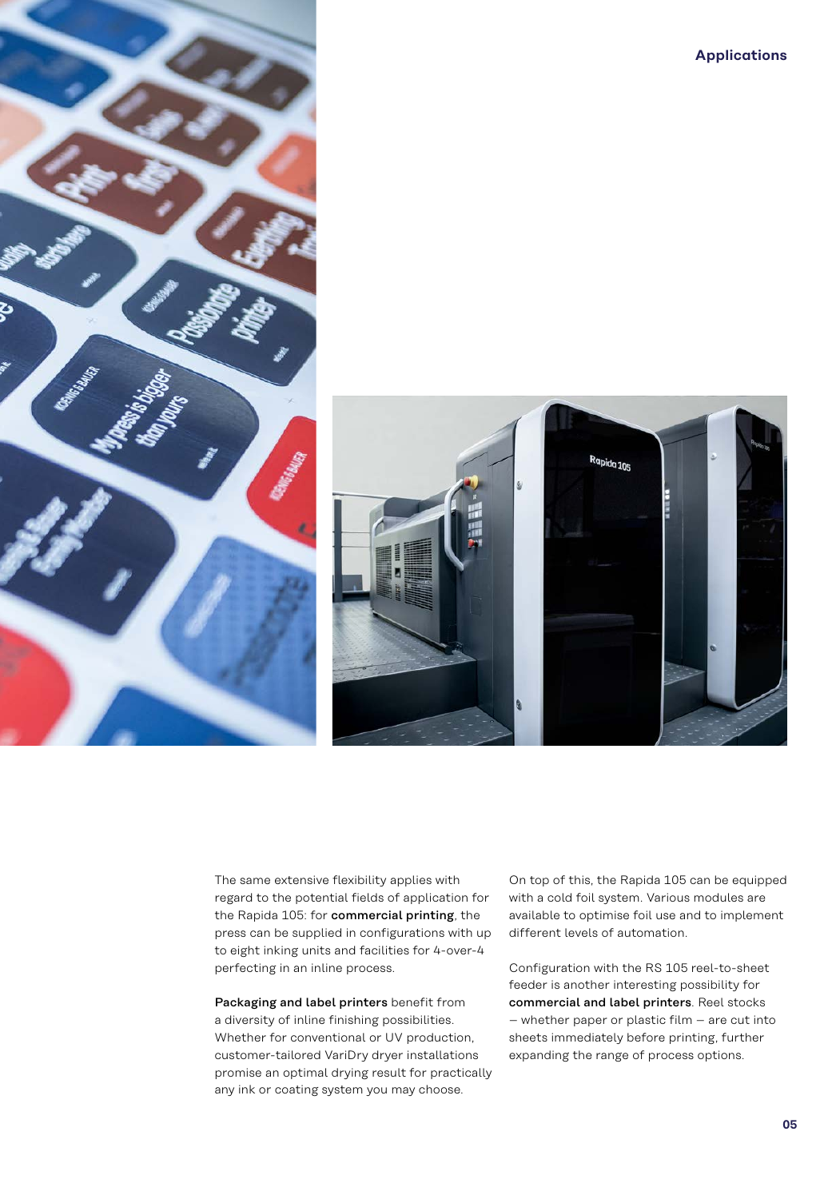The same extensive flexibility applies with regard to the potential fields of application for the Rapida 105: for **commercial printing**, the press can be supplied in configurations with up to eight inking units and facilities for 4-over-4 perfecting in an inline process.

**Packaging and label printers** benefit from a diversity of inline finishing possibilities. Whether for conventional or UV production, customer-tailored VariDry dryer installations promise an optimal drying result for practically any ink or coating system you may choose.

On top of this, the Rapida 105 can be equipped with a cold foil system. Various modules are available to optimise foil use and to implement different levels of automation.

Configuration with the RS 105 reel-to-sheet feeder is another interesting possibility for **commercial and label printers**. Reel stocks – whether paper or plastic film – are cut into sheets immediately before printing, further expanding the range of process options.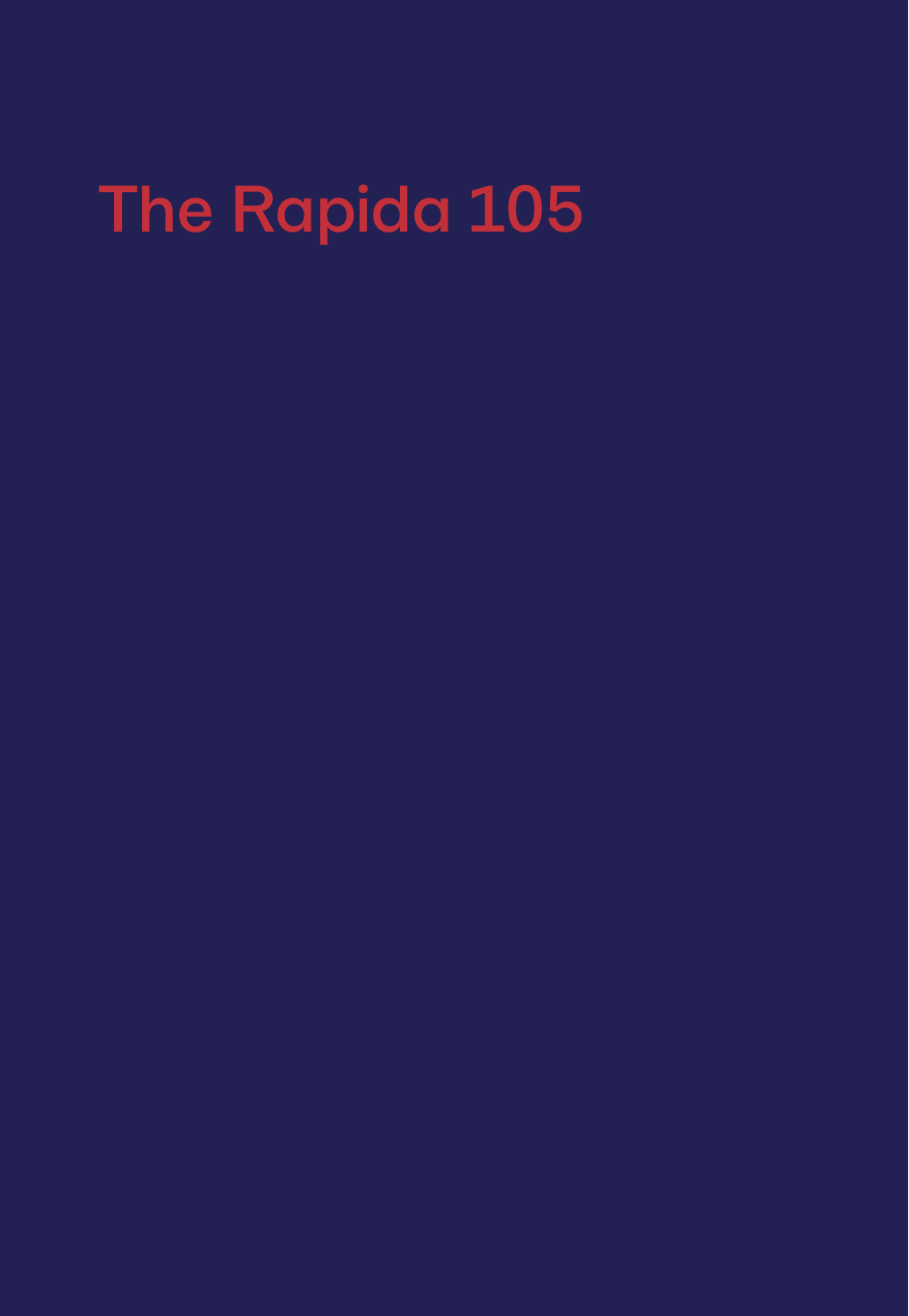# The Rapida 105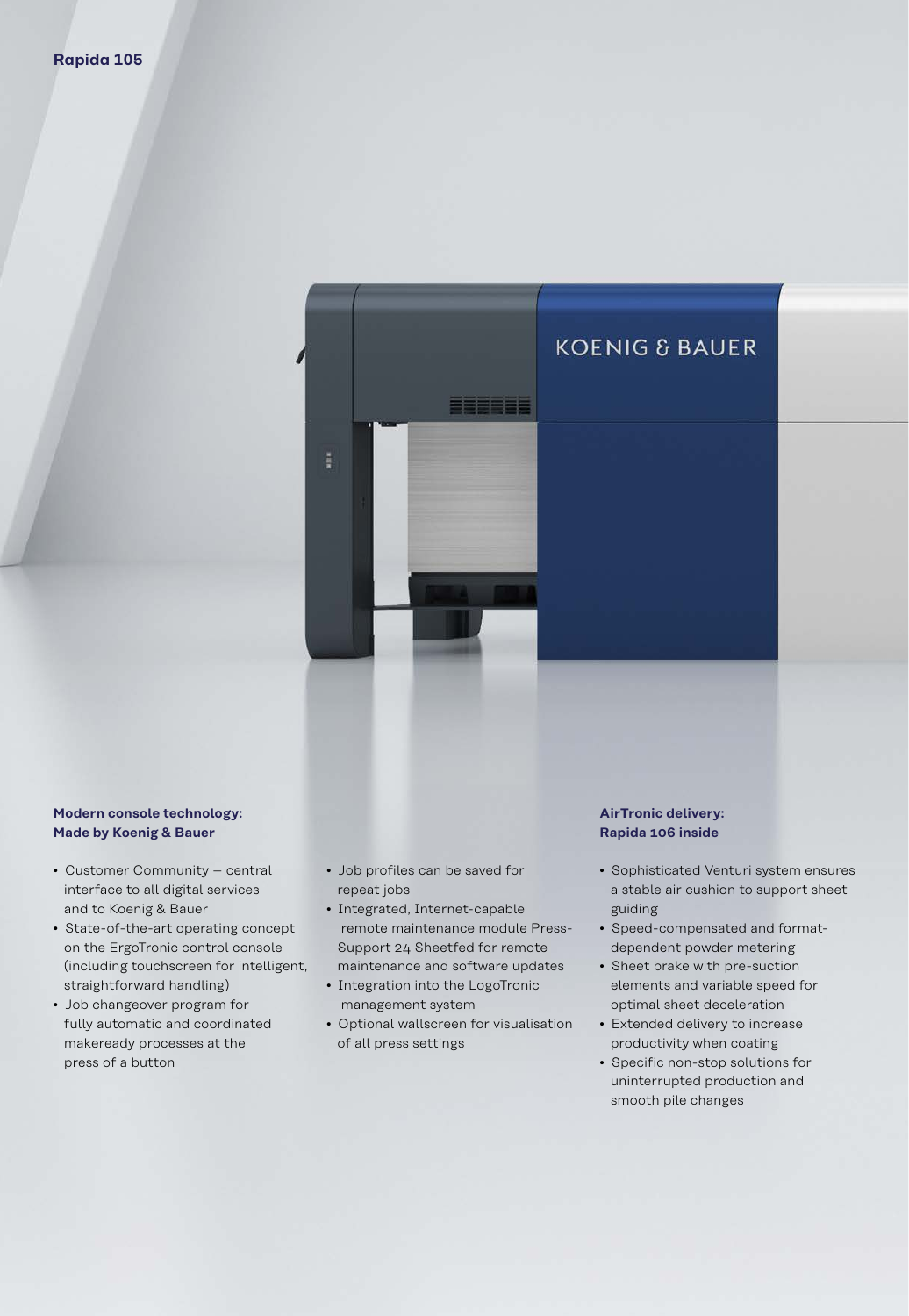Rapida 105

**Modern console technology: Made by Koenig & Bauer**

- Customer Community – central interface to all digital services and to Koenig & Bauer
- State-of-the-art operating concept on the ErgoTronic control console (including touchscreen for intelligent, straightforward handling)
- Job changeover program for fully automatic and coordinated makeready processes at the press of a button
- Job profiles can be saved for repeat jobs
- Integrated, Internet-capable remote maintenance module Press-Support 24 Sheetfed for remote maintenance and software updates
- Integration into the LogoTronic management system
- Optional wallscreen for visualisation of all press settings

**AirTronic delivery: Rapida 106 inside**

- Sophisticated Venturi system ensures a stable air cushion to support sheet guiding
- Speed-compensated and format-dependent powder metering
- Sheet brake with pre-suction elements and variable speed for optimal sheet deceleration
- Extended delivery to increase productivity when coating
- Specific non-stop solutions for uninterrupted production and smooth pile changes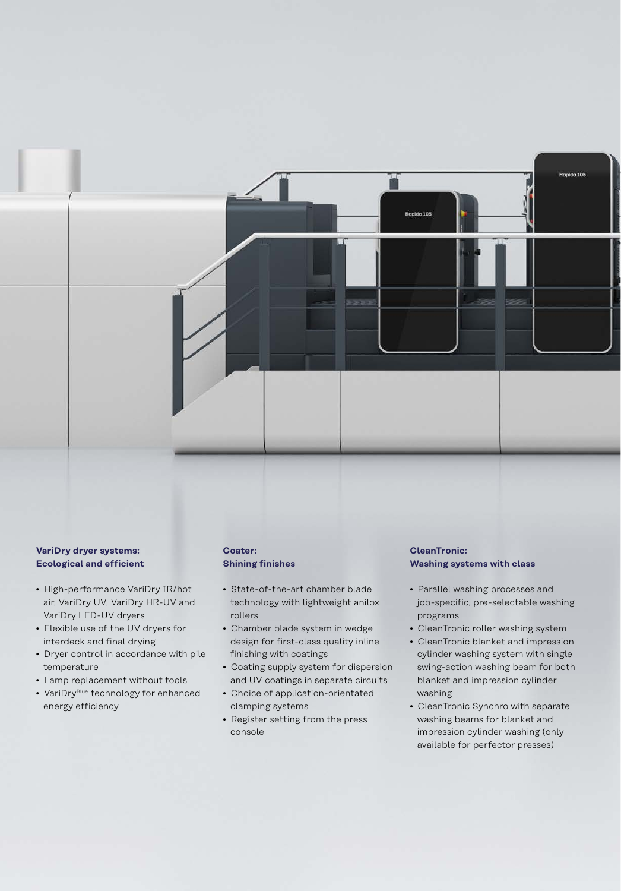### VariDry dryer systems: Ecological and efficient

- High-performance VariDry IR/hot air, VariDry UV, VariDry HR-UV and VariDry LED-UV dryers
- Flexible use of the UV dryers for interdeck and final drying
- Dryer control in accordance with pile temperature
- Lamp replacement without tools
- VariDry[Blue] technology for enhanced energy efficiency

### Coater: Shining finishes

- State-of-the-art chamber blade technology with lightweight anilox rollers
- Chamber blade system in wedge design for first-class quality inline finishing with coatings
- Coating supply system for dispersion and UV coatings in separate circuits
- Choice of application-orientated clamping systems
- Register setting from the press console

### CleanTronic: Washing systems with class

- Parallel washing processes and job-specific, pre-selectable washing programs
- CleanTronic roller washing system
- CleanTronic blanket and impression cylinder washing system with single swing-action washing beam for both blanket and impression cylinder washing
- CleanTronic Synchro with separate washing beams for blanket and impression cylinder washing (only available for perfector presses)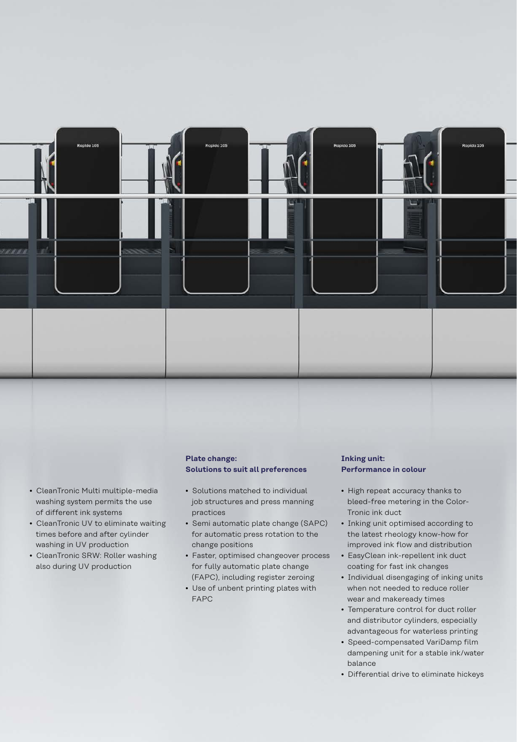- CleanTronic Multi multiple-media washing system permits the use of different ink systems
- CleanTronic UV to eliminate waiting times before and after cylinder washing in UV production
- CleanTronic SRW: Roller washing also during UV production

**Plate change:**
**Solutions to suit all preferences**

- Solutions matched to individual job structures and press manning practices
- Semi automatic plate change (SAPC) for automatic press rotation to the change positions
- Faster, optimised changeover process for fully automatic plate change (FAPC), including register zeroing
- Use of unbent printing plates with FAPC

**Inking unit:**
**Performance in colour**

- High repeat accuracy thanks to bleed-free metering in the ColorTronic ink duct
- Inking unit optimised according to the latest rheology know-how for improved ink flow and distribution
- EasyClean ink-repellent ink duct coating for fast ink changes
- Individual disengaging of inking units when not needed to reduce roller wear and makeready times
- Temperature control for duct roller and distributor cylinders, especially advantageous for waterless printing
- Speed-compensated VariDamp film dampening unit for a stable ink/water balance
- Differential drive to eliminate hickeys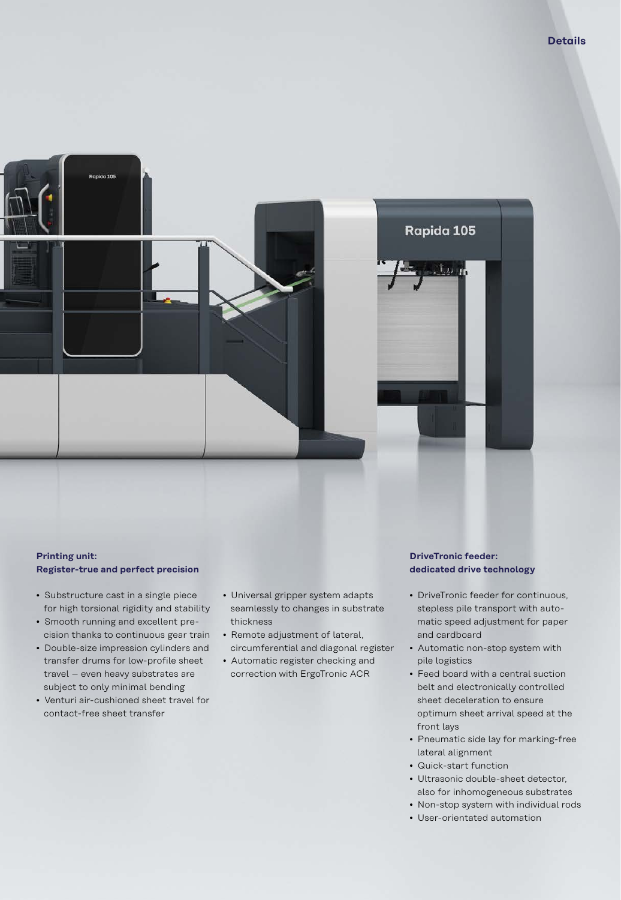### Printing unit: Register-true and perfect precision

- Substructure cast in a single piece for high torsional rigidity and stability
- Smooth running and excellent precision thanks to continuous gear train
- Double-size impression cylinders and transfer drums for low-profile sheet travel – even heavy substrates are subject to only minimal bending
- Venturi air-cushioned sheet travel for contact-free sheet transfer
- Universal gripper system adapts seamlessly to changes in substrate thickness
- Remote adjustment of lateral, circumferential and diagonal register
- Automatic register checking and correction with ErgoTronic ACR

### DriveTronic feeder: dedicated drive technology

- DriveTronic feeder for continuous, stepless pile transport with automatic speed adjustment for paper and cardboard
- Automatic non-stop system with pile logistics
- Feed board with a central suction belt and electronically controlled sheet deceleration to ensure optimum sheet arrival speed at the front lays
- Pneumatic side lay for marking-free lateral alignment
- Quick-start function
- Ultrasonic double-sheet detector, also for inhomogeneous substrates
- Non-stop system with individual rods
- User-orientated automation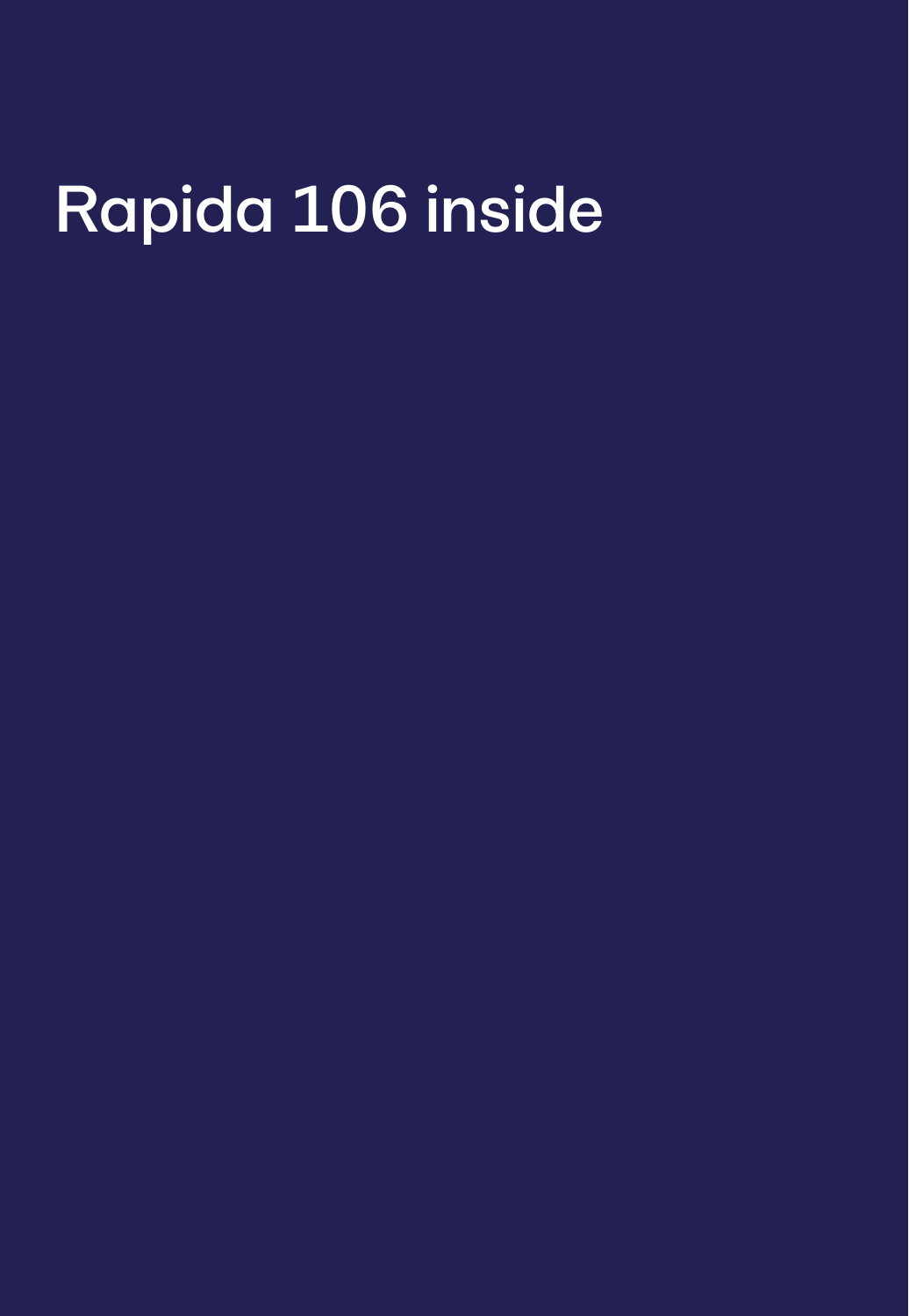# Rapida 106 inside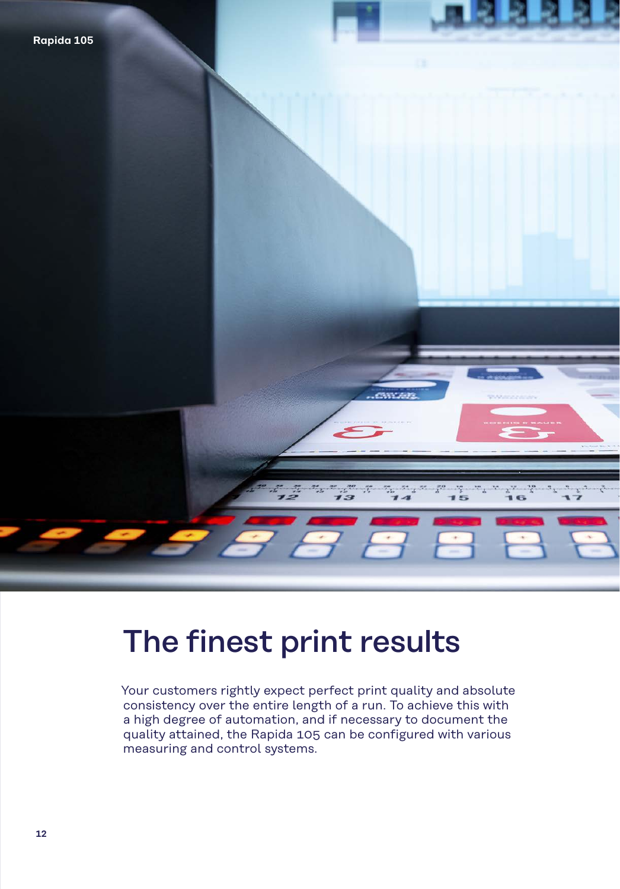# The finest print results

Your customers rightly expect perfect print quality and absolute consistency over the entire length of a run. To achieve this with a high degree of automation, and if necessary to document the quality attained, the Rapida 105 can be configured with various measuring and control systems.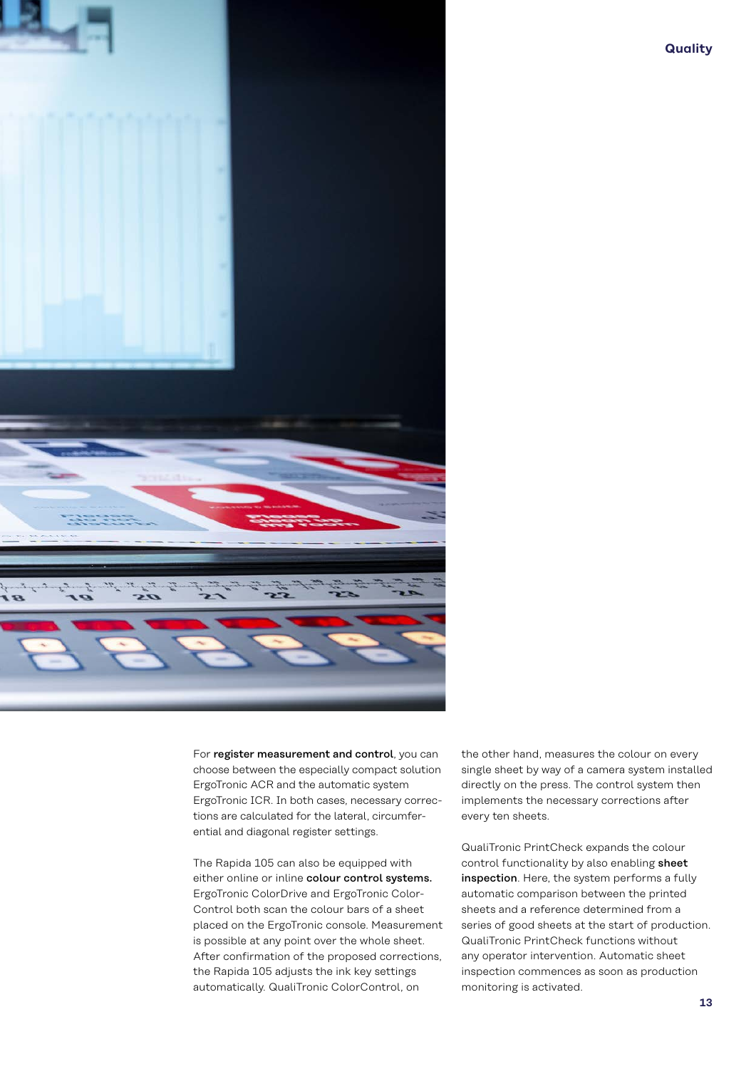For **register measurement and control**, you can choose between the especially compact solution ErgoTronic ACR and the automatic system ErgoTronic ICR. In both cases, necessary corrections are calculated for the lateral, circumferential and diagonal register settings.

The Rapida 105 can also be equipped with either online or inline **colour control systems.** ErgoTronic ColorDrive and ErgoTronic ColorControl both scan the colour bars of a sheet placed on the ErgoTronic console. Measurement is possible at any point over the whole sheet. After confirmation of the proposed corrections, the Rapida 105 adjusts the ink key settings automatically. QualiTronic ColorControl, on the other hand, measures the colour on every single sheet by way of a camera system installed directly on the press. The control system then implements the necessary corrections after every ten sheets.

QualiTronic PrintCheck expands the colour control functionality by also enabling **sheet inspection**. Here, the system performs a fully automatic comparison between the printed sheets and a reference determined from a series of good sheets at the start of production. QualiTronic PrintCheck functions without any operator intervention. Automatic sheet inspection commences as soon as production monitoring is activated.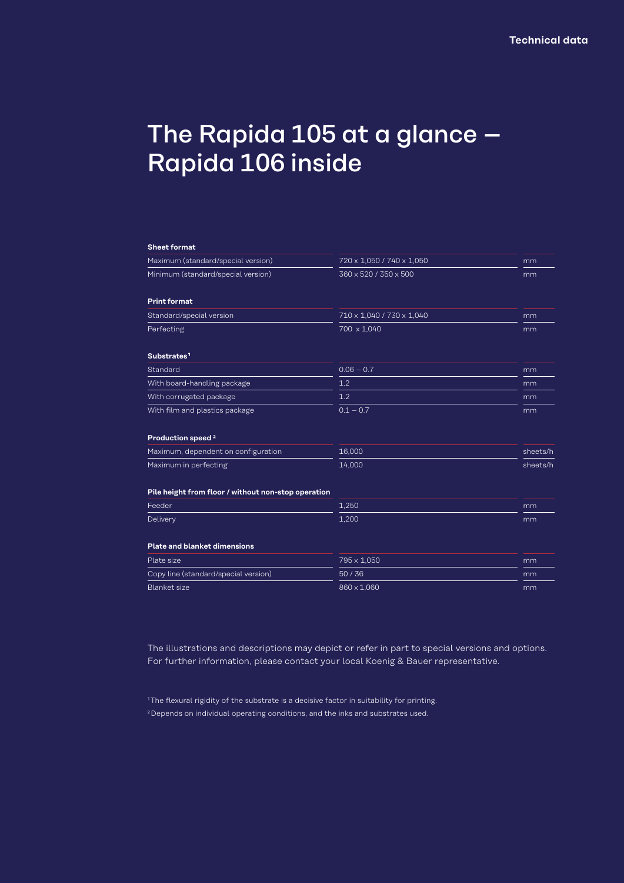# The Rapida 105 at a glance – Rapida 106 inside

| **Sheet format** | | |
|---|---|---|
| Maximum (standard/special version) | 720 x 1,050 / 740 x 1,050 | mm |
| Minimum (standard/special version) | 360 x 520 / 350 x 500 | mm |

| **Print format** | | |
|---|---|---|
| Standard/special version | 710 x 1,040 / 730 x 1,040 | mm |
| Perfecting | 700 x 1,040 | mm |

| **Substrates**[1] | | |
|---|---|---|
| Standard | 0.06 – 0.7 | mm |
| With board-handling package | 1.2 | mm |
| With corrugated package | 1.2 | mm |
| With film and plastics package | 0.1 – 0.7 | mm |

| **Production speed**[2] | | |
|---|---|---|
| Maximum, dependent on configuration | 16,000 | sheets/h |
| Maximum in perfecting | 14,000 | sheets/h |

| **Pile height from floor / without non-stop operation** | | |
|---|---|---|
| Feeder | 1,250 | mm |
| Delivery | 1,200 | mm |

| **Plate and blanket dimensions** | | |
|---|---|---|
| Plate size | 795 x 1,050 | mm |
| Copy line (standard/special version) | 50 / 36 | mm |
| Blanket size | 860 x 1,060 | mm |

The illustrations and descriptions may depict or refer in part to special versions and options. For further information, please contact your local Koenig & Bauer representative.

[1] The flexural rigidity of the substrate is a decisive factor in suitability for printing.

[2] Depends on individual operating conditions, and the inks and substrates used.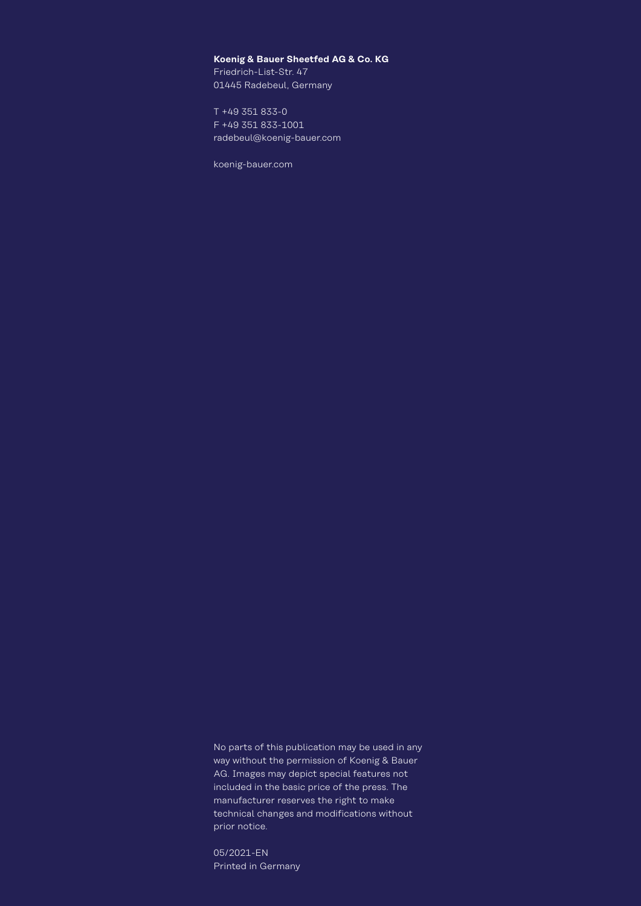**Koenig & Bauer Sheetfed AG & Co. KG**
Friedrich-List-Str. 47
01445 Radebeul, Germany

T +49 351 833-0
F +49 351 833-1001
radebeul@koenig-bauer.com

koenig-bauer.com

No parts of this publication may be used in any way without the permission of Koenig & Bauer AG. Images may depict special features not included in the basic price of the press. The manufacturer reserves the right to make technical changes and modifications without prior notice.

05/2021-EN
Printed in Germany